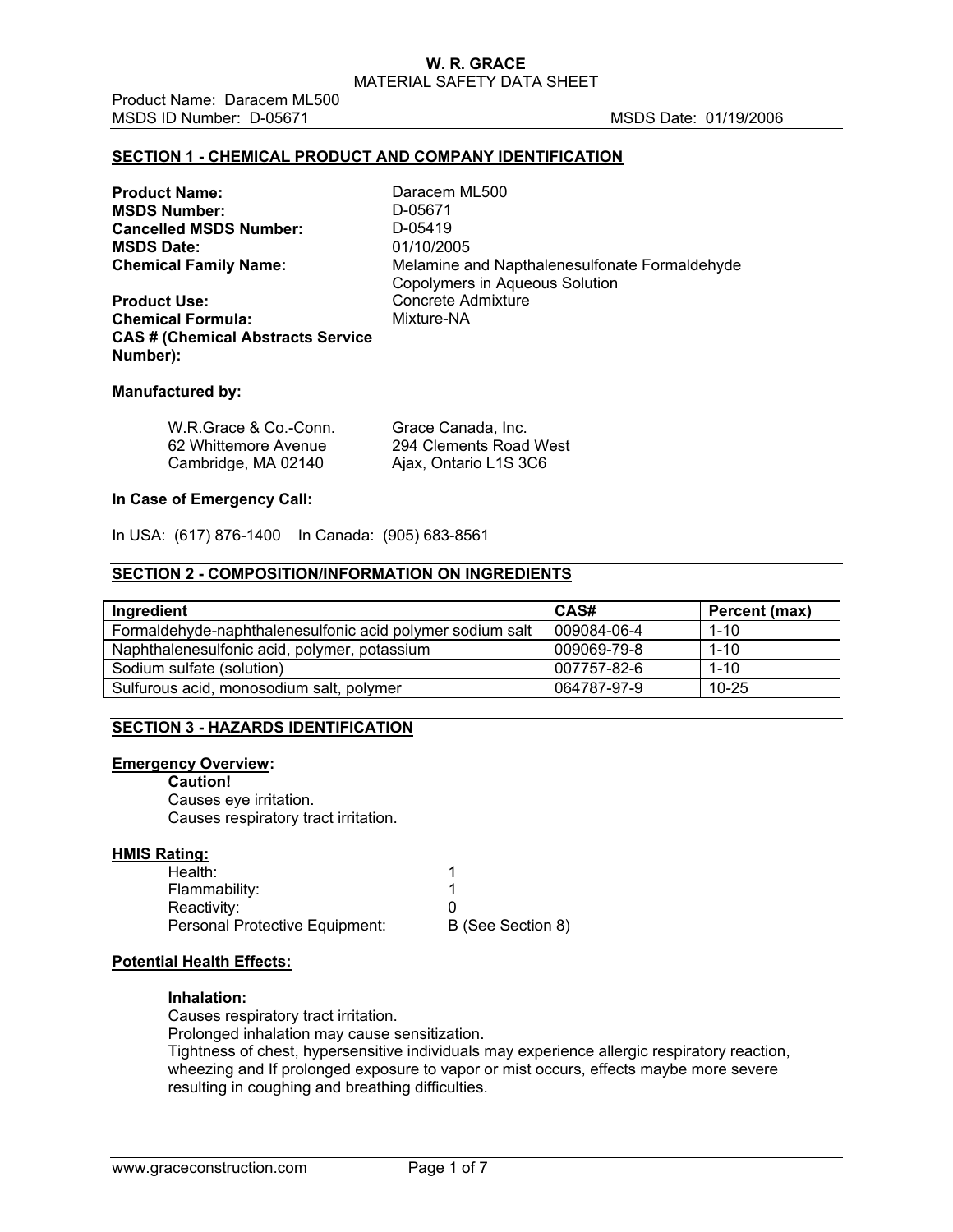**W. R. GRACE**
MATERIAL SAFETY DATA SHEET

Product Name: Daracem ML500
MSDS ID Number: D-05671 MSDS Date: 01/19/2006

## SECTION 1 - CHEMICAL PRODUCT AND COMPANY IDENTIFICATION

**Product Name:** Daracem ML500
**MSDS Number:** D-05671
**Cancelled MSDS Number:** D-05419
**MSDS Date:** 01/10/2005
**Chemical Family Name:** Melamine and Napthalenesulfonate Formaldehyde Copolymers in Aqueous Solution
**Product Use:** Concrete Admixture
**Chemical Formula:** Mixture-NA
**CAS # (Chemical Abstracts Service Number):**

**Manufactured by:**

W.R.Grace & Co.-Conn.
62 Whittemore Avenue
Cambridge, MA 02140

Grace Canada, Inc.
294 Clements Road West
Ajax, Ontario L1S 3C6

**In Case of Emergency Call:**

In USA: (617) 876-1400 In Canada: (905) 683-8561

## SECTION 2 - COMPOSITION/INFORMATION ON INGREDIENTS

| Ingredient | CAS# | Percent (max) |
|---|---|---|
| Formaldehyde-naphthalenesulfonic acid polymer sodium salt | 009084-06-4 | 1-10 |
| Naphthalenesulfonic acid, polymer, potassium | 009069-79-8 | 1-10 |
| Sodium sulfate (solution) | 007757-82-6 | 1-10 |
| Sulfurous acid, monosodium salt, polymer | 064787-97-9 | 10-25 |

## SECTION 3 - HAZARDS IDENTIFICATION

**Emergency Overview:**

**Caution!**
Causes eye irritation.
Causes respiratory tract irritation.

**HMIS Rating:**

| | |
|---|---|
| Health: | 1 |
| Flammability: | 1 |
| Reactivity: | 0 |
| Personal Protective Equipment: | B (See Section 8) |

**Potential Health Effects:**

**Inhalation:**
Causes respiratory tract irritation.
Prolonged inhalation may cause sensitization.
Tightness of chest, hypersensitive individuals may experience allergic respiratory reaction, wheezing and If prolonged exposure to vapor or mist occurs, effects maybe more severe resulting in coughing and breathing difficulties.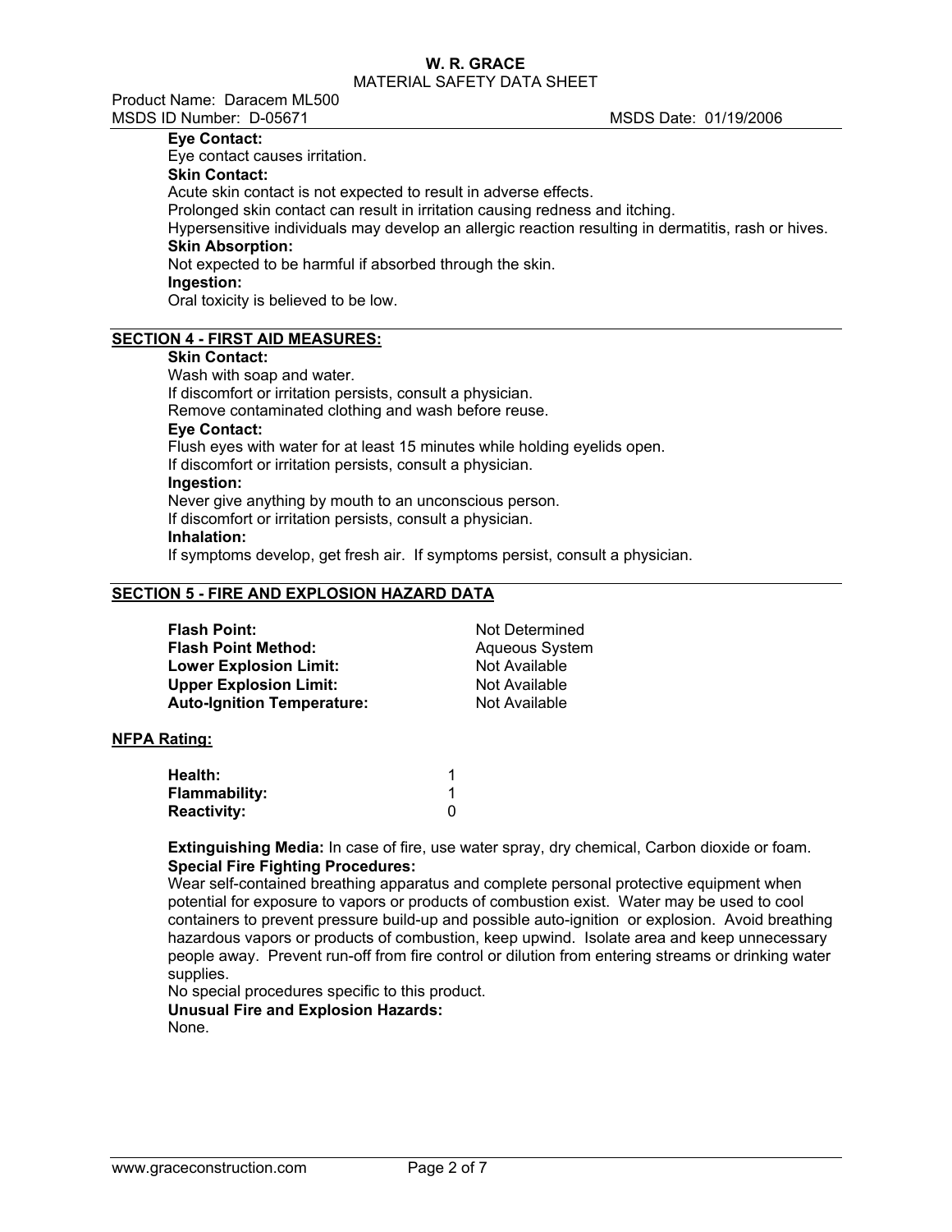**Eye Contact:**
Eye contact causes irritation.
**Skin Contact:**
Acute skin contact is not expected to result in adverse effects.
Prolonged skin contact can result in irritation causing redness and itching.
Hypersensitive individuals may develop an allergic reaction resulting in dermatitis, rash or hives.
**Skin Absorption:**
Not expected to be harmful if absorbed through the skin.
**Ingestion:**
Oral toxicity is believed to be low.

## SECTION 4 - FIRST AID MEASURES:

**Skin Contact:**
Wash with soap and water.
If discomfort or irritation persists, consult a physician.
Remove contaminated clothing and wash before reuse.
**Eye Contact:**
Flush eyes with water for at least 15 minutes while holding eyelids open.
If discomfort or irritation persists, consult a physician.
**Ingestion:**
Never give anything by mouth to an unconscious person.
If discomfort or irritation persists, consult a physician.
**Inhalation:**
If symptoms develop, get fresh air. If symptoms persist, consult a physician.

## SECTION 5 - FIRE AND EXPLOSION HAZARD DATA

| | |
|---|---|
| **Flash Point:** | Not Determined |
| **Flash Point Method:** | Aqueous System |
| **Lower Explosion Limit:** | Not Available |
| **Upper Explosion Limit:** | Not Available |
| **Auto-Ignition Temperature:** | Not Available |

### NFPA Rating:

| | |
|---|---|
| **Health:** | 1 |
| **Flammability:** | 1 |
| **Reactivity:** | 0 |

**Extinguishing Media:** In case of fire, use water spray, dry chemical, Carbon dioxide or foam.
**Special Fire Fighting Procedures:**
Wear self-contained breathing apparatus and complete personal protective equipment when potential for exposure to vapors or products of combustion exist. Water may be used to cool containers to prevent pressure build-up and possible auto-ignition or explosion. Avoid breathing hazardous vapors or products of combustion, keep upwind. Isolate area and keep unnecessary people away. Prevent run-off from fire control or dilution from entering streams or drinking water supplies.
No special procedures specific to this product.
**Unusual Fire and Explosion Hazards:**
None.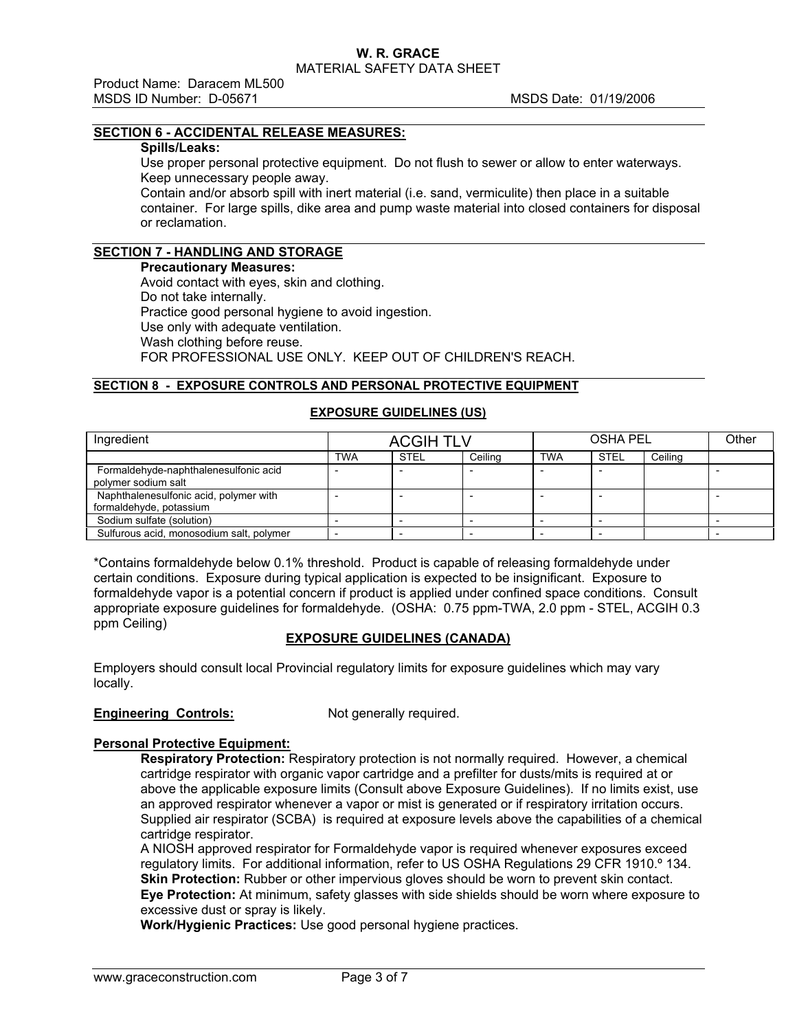# W. R. GRACE

MATERIAL SAFETY DATA SHEET

Product Name: Daracem ML500

MSDS ID Number: D-05671 MSDS Date: 01/19/2006

## SECTION 6 - ACCIDENTAL RELEASE MEASURES:

**Spills/Leaks:**

Use proper personal protective equipment. Do not flush to sewer or allow to enter waterways. Keep unnecessary people away.

Contain and/or absorb spill with inert material (i.e. sand, vermiculite) then place in a suitable container. For large spills, dike area and pump waste material into closed containers for disposal or reclamation.

## SECTION 7 - HANDLING AND STORAGE

**Precautionary Measures:**

Avoid contact with eyes, skin and clothing.
Do not take internally.
Practice good personal hygiene to avoid ingestion.
Use only with adequate ventilation.
Wash clothing before reuse.
FOR PROFESSIONAL USE ONLY. KEEP OUT OF CHILDREN'S REACH.

## SECTION 8 - EXPOSURE CONTROLS AND PERSONAL PROTECTIVE EQUIPMENT

### EXPOSURE GUIDELINES (US)

| Ingredient | ACGIH TLV | | | OSHA PEL | | | Other |
|---|---|---|---|---|---|---|---|
| | TWA | STEL | Ceiling | TWA | STEL | Ceiling | |
| Formaldehyde-naphthalenesulfonic acid polymer sodium salt | - | - | - | - | - | | - |
| Naphthalenesulfonic acid, polymer with formaldehyde, potassium | - | - | - | - | - | | - |
| Sodium sulfate (solution) | - | - | - | - | - | | - |
| Sulfurous acid, monosodium salt, polymer | - | - | - | - | - | | - |

*Contains formaldehyde below 0.1% threshold. Product is capable of releasing formaldehyde under certain conditions. Exposure during typical application is expected to be insignificant. Exposure to formaldehyde vapor is a potential concern if product is applied under confined space conditions. Consult appropriate exposure guidelines for formaldehyde. (OSHA: 0.75 ppm-TWA, 2.0 ppm - STEL, ACGIH 0.3 ppm Ceiling)

### EXPOSURE GUIDELINES (CANADA)

Employers should consult local Provincial regulatory limits for exposure guidelines which may vary locally.

**Engineering Controls:** Not generally required.

**Personal Protective Equipment:**

**Respiratory Protection:** Respiratory protection is not normally required. However, a chemical cartridge respirator with organic vapor cartridge and a prefilter for dusts/mits is required at or above the applicable exposure limits (Consult above Exposure Guidelines). If no limits exist, use an approved respirator whenever a vapor or mist is generated or if respiratory irritation occurs. Supplied air respirator (SCBA) is required at exposure levels above the capabilities of a chemical cartridge respirator.

A NIOSH approved respirator for Formaldehyde vapor is required whenever exposures exceed regulatory limits. For additional information, refer to US OSHA Regulations 29 CFR 1910.º 134.

**Skin Protection:** Rubber or other impervious gloves should be worn to prevent skin contact.

**Eye Protection:** At minimum, safety glasses with side shields should be worn where exposure to excessive dust or spray is likely.

**Work/Hygienic Practices:** Use good personal hygiene practices.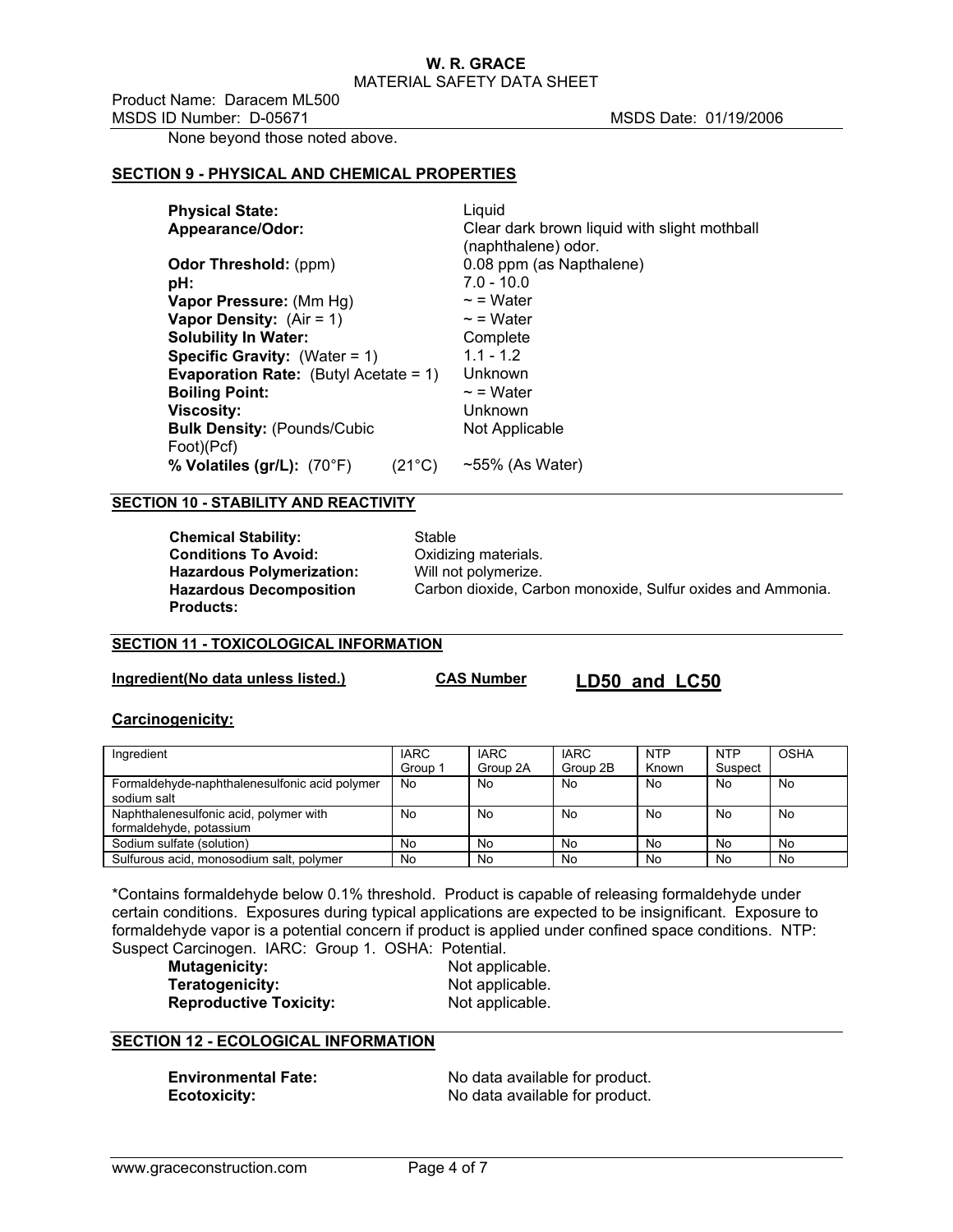None beyond those noted above.

## SECTION 9 - PHYSICAL AND CHEMICAL PROPERTIES

| | |
|---|---|
| **Physical State:** | Liquid |
| **Appearance/Odor:** | Clear dark brown liquid with slight mothball (naphthalene) odor. |
| **Odor Threshold:** (ppm) | 0.08 ppm (as Napthalene) |
| **pH:** | 7.0 - 10.0 |
| **Vapor Pressure:** (Mm Hg) | ~ = Water |
| **Vapor Density:** (Air = 1) | ~ = Water |
| **Solubility In Water:** | Complete |
| **Specific Gravity:** (Water = 1) | 1.1 - 1.2 |
| **Evaporation Rate:** (Butyl Acetate = 1) | Unknown |
| **Boiling Point:** | ~ = Water |
| **Viscosity:** | Unknown |
| **Bulk Density:** (Pounds/Cubic Foot)(Pcf) | Not Applicable |
| **% Volatiles (gr/L):** (70°F) (21°C) | ~55% (As Water) |

## SECTION 10 - STABILITY AND REACTIVITY

| | |
|---|---|
| **Chemical Stability:** | Stable |
| **Conditions To Avoid:** | Oxidizing materials. |
| **Hazardous Polymerization:** | Will not polymerize. |
| **Hazardous Decomposition Products:** | Carbon dioxide, Carbon monoxide, Sulfur oxides and Ammonia. |

## SECTION 11 - TOXICOLOGICAL INFORMATION

| Ingredient(No data unless listed.) | CAS Number | LD50 and LC50 |
|---|---|---|

**Carcinogenicity:**

| Ingredient | IARC Group 1 | IARC Group 2A | IARC Group 2B | NTP Known | NTP Suspect | OSHA |
|---|---|---|---|---|---|---|
| Formaldehyde-naphthalenesulfonic acid polymer sodium salt | No | No | No | No | No | No |
| Naphthalenesulfonic acid, polymer with formaldehyde, potassium | No | No | No | No | No | No |
| Sodium sulfate (solution) | No | No | No | No | No | No |
| Sulfurous acid, monosodium salt, polymer | No | No | No | No | No | No |

*Contains formaldehyde below 0.1% threshold. Product is capable of releasing formaldehyde under certain conditions. Exposures during typical applications are expected to be insignificant. Exposure to formaldehyde vapor is a potential concern if product is applied under confined space conditions. NTP: Suspect Carcinogen. IARC: Group 1. OSHA: Potential.

| | |
|---|---|
| **Mutagenicity:** | Not applicable. |
| **Teratogenicity:** | Not applicable. |
| **Reproductive Toxicity:** | Not applicable. |

## SECTION 12 - ECOLOGICAL INFORMATION

| | |
|---|---|
| **Environmental Fate:** | No data available for product. |
| **Ecotoxicity:** | No data available for product. |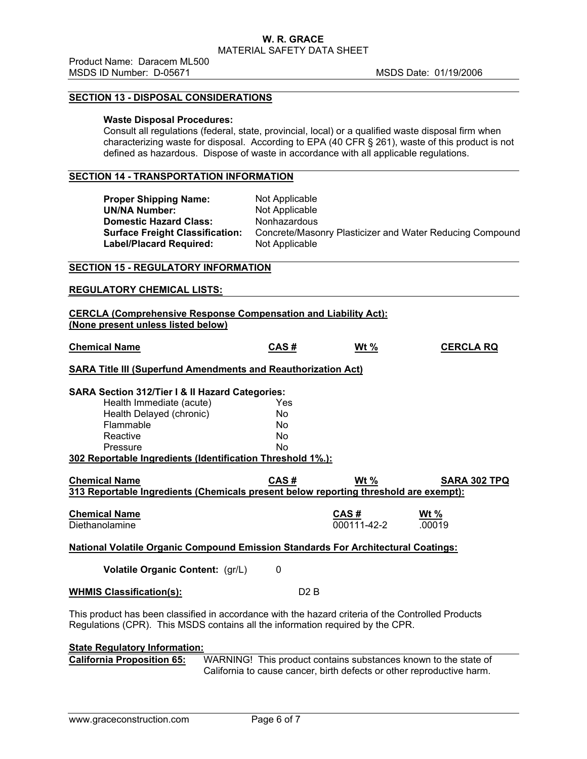## SECTION 13 - DISPOSAL CONSIDERATIONS

**Waste Disposal Procedures:**
Consult all regulations (federal, state, provincial, local) or a qualified waste disposal firm when characterizing waste for disposal. According to EPA (40 CFR § 261), waste of this product is not defined as hazardous. Dispose of waste in accordance with all applicable regulations.

## SECTION 14 - TRANSPORTATION INFORMATION

| | |
|---|---|
| **Proper Shipping Name:** | Not Applicable |
| **UN/NA Number:** | Not Applicable |
| **Domestic Hazard Class:** | Nonhazardous |
| **Surface Freight Classification:** | Concrete/Masonry Plasticizer and Water Reducing Compound |
| **Label/Placard Required:** | Not Applicable |

## SECTION 15 - REGULATORY INFORMATION

### REGULATORY CHEMICAL LISTS:

**CERCLA (Comprehensive Response Compensation and Liability Act):**
**(None present unless listed below)**

| Chemical Name | CAS # | Wt % | CERCLA RQ |
|---|---|---|---|

**SARA Title III (Superfund Amendments and Reauthorization Act)**

**SARA Section 312/Tier I & II Hazard Categories:**

| | |
|---|---|
| Health Immediate (acute) | Yes |
| Health Delayed (chronic) | No |
| Flammable | No |
| Reactive | No |
| Pressure | No |

**302 Reportable Ingredients (Identification Threshold 1%.):**

| Chemical Name | CAS # | Wt % | SARA 302 TPQ |
|---|---|---|---|

**313 Reportable Ingredients (Chemicals present below reporting threshold are exempt):**

| Chemical Name | CAS # | Wt % |
|---|---|---|
| Diethanolamine | 000111-42-2 | .00019 |

**National Volatile Organic Compound Emission Standards For Architectural Coatings:**

**Volatile Organic Content:** (gr/L) 0

**WHMIS Classification(s):** D2 B

This product has been classified in accordance with the hazard criteria of the Controlled Products Regulations (CPR). This MSDS contains all the information required by the CPR.

**State Regulatory Information:**

**California Proposition 65:** WARNING! This product contains substances known to the state of California to cause cancer, birth defects or other reproductive harm.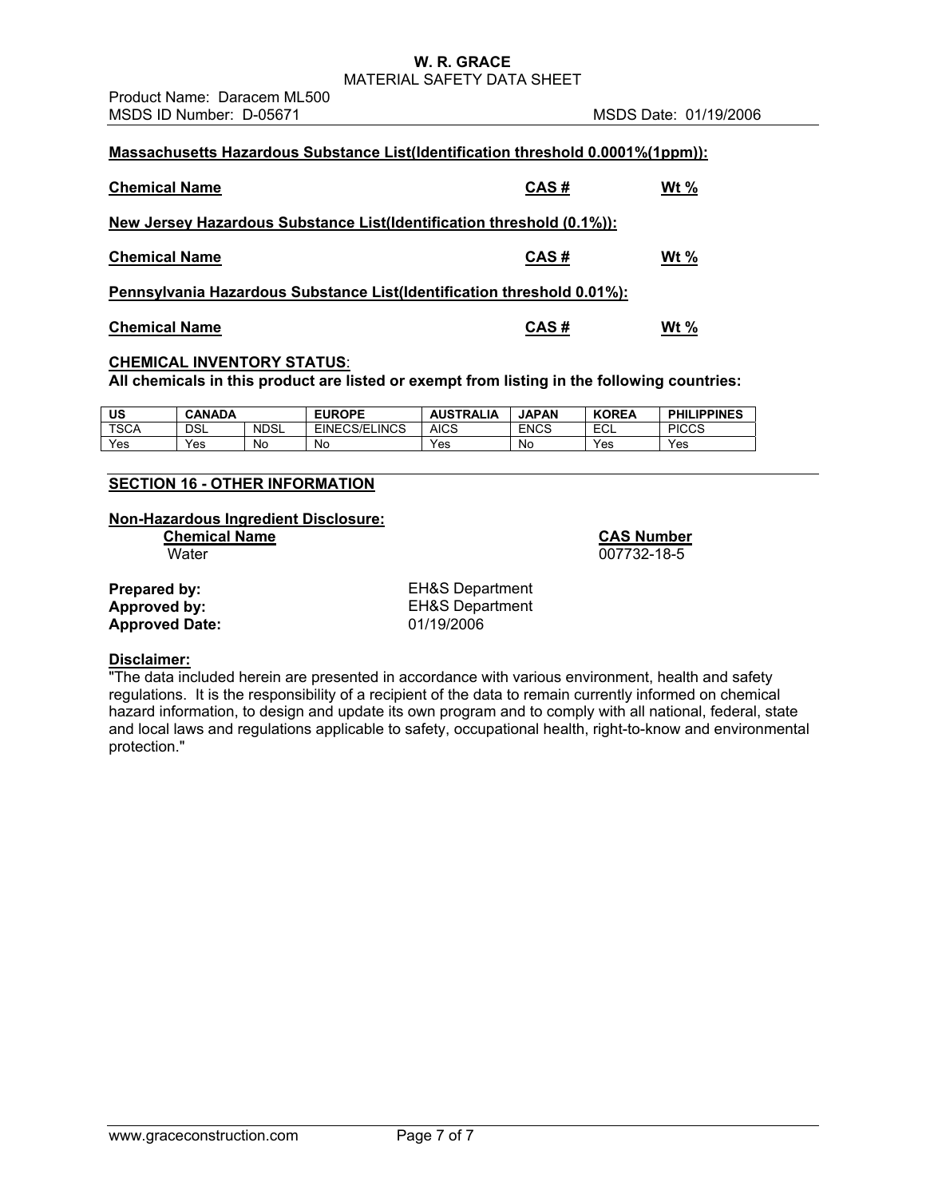**Massachusetts Hazardous Substance List(Identification threshold 0.0001%(1ppm)):**

| Chemical Name | CAS # | Wt % |
|---|---|---|

**New Jersey Hazardous Substance List(Identification threshold (0.1%)):**

| Chemical Name | CAS # | Wt % |
|---|---|---|

**Pennsylvania Hazardous Substance List(Identification threshold 0.01%):**

| Chemical Name | CAS # | Wt % |
|---|---|---|

**CHEMICAL INVENTORY STATUS:**

**All chemicals in this product are listed or exempt from listing in the following countries:**

| US | CANADA | | EUROPE | AUSTRALIA | JAPAN | KOREA | PHILIPPINES |
|---|---|---|---|---|---|---|---|
| TSCA | DSL | NDSL | EINECS/ELINCS | AICS | ENCS | ECL | PICCS |
| Yes | Yes | No | No | Yes | No | Yes | Yes |

## SECTION 16 - OTHER INFORMATION

**Non-Hazardous Ingredient Disclosure:**

| Chemical Name | CAS Number |
|---|---|
| Water | 007732-18-5 |

**Prepared by:** EH&S Department
**Approved by:** EH&S Department
**Approved Date:** 01/19/2006

**Disclaimer:**

"The data included herein are presented in accordance with various environment, health and safety regulations. It is the responsibility of a recipient of the data to remain currently informed on chemical hazard information, to design and update its own program and to comply with all national, federal, state and local laws and regulations applicable to safety, occupational health, right-to-know and environmental protection."